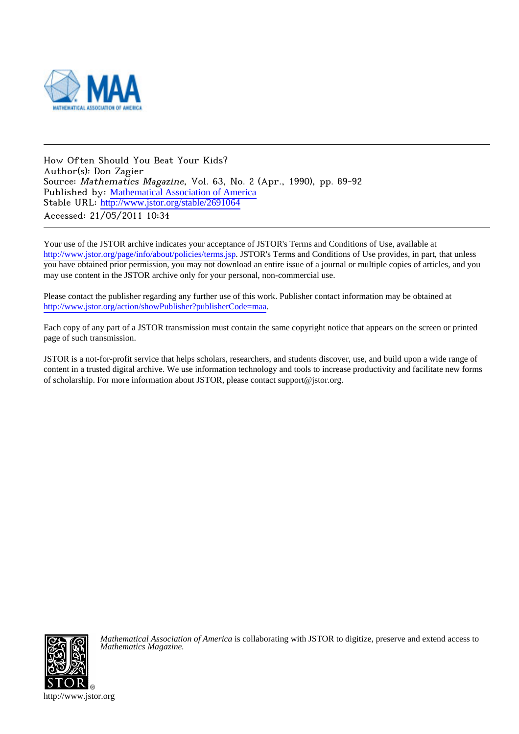How Often Should You Beat Your Kids?
Author(s): Don Zagier
Source: *Mathematics Magazine*, Vol. 63, No. 2 (Apr., 1990), pp. 89-92
Published by: Mathematical Association of America
Stable URL: http://www.jstor.org/stable/2691064
Accessed: 21/05/2011 10:34

---

Your use of the JSTOR archive indicates your acceptance of JSTOR's Terms and Conditions of Use, available at http://www.jstor.org/page/info/about/policies/terms.jsp. JSTOR's Terms and Conditions of Use provides, in part, that unless you have obtained prior permission, you may not download an entire issue of a journal or multiple copies of articles, and you may use content in the JSTOR archive only for your personal, non-commercial use.

Please contact the publisher regarding any further use of this work. Publisher contact information may be obtained at http://www.jstor.org/action/showPublisher?publisherCode=maa.

Each copy of any part of a JSTOR transmission must contain the same copyright notice that appears on the screen or printed page of such transmission.

JSTOR is a not-for-profit service that helps scholars, researchers, and students discover, use, and build upon a wide range of content in a trusted digital archive. We use information technology and tools to increase productivity and facilitate new forms of scholarship. For more information about JSTOR, please contact support@jstor.org.

*Mathematical Association of America* is collaborating with JSTOR to digitize, preserve and extend access to *Mathematics Magazine.*

http://www.jstor.org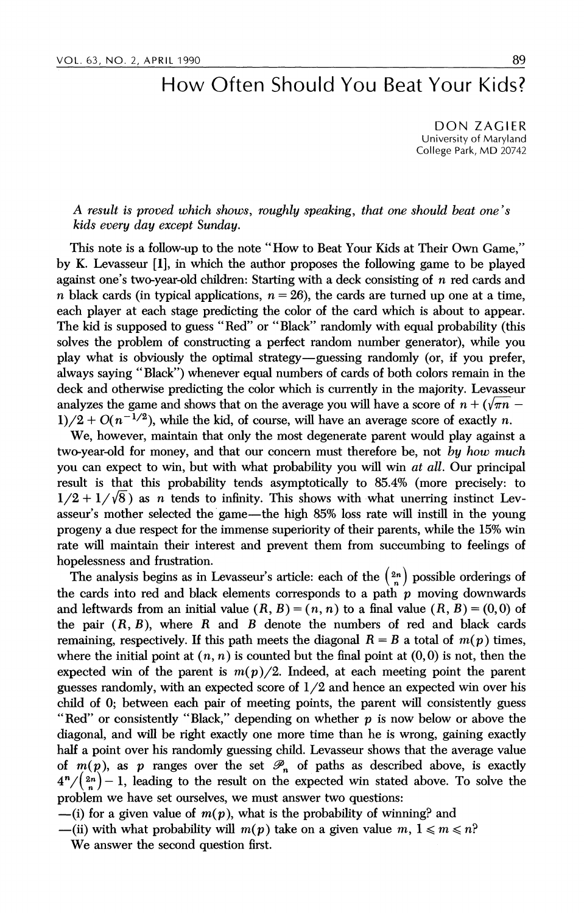# How Often Should You Beat Your Kids?

DON ZAGIER
University of Maryland
College Park, MD 20742

*A result is proved which shows, roughly speaking, that one should beat one's kids every day except Sunday.*

This note is a follow-up to the note "How to Beat Your Kids at Their Own Game," by K. Levasseur [1], in which the author proposes the following game to be played against one's two-year-old children: Starting with a deck consisting of $n$ red cards and $n$ black cards (in typical applications, $n = 26$), the cards are turned up one at a time, each player at each stage predicting the color of the card which is about to appear. The kid is supposed to guess "Red" or "Black" randomly with equal probability (this solves the problem of constructing a perfect random number generator), while you play what is obviously the optimal strategy—guessing randomly (or, if you prefer, always saying "Black") whenever equal numbers of cards of both colors remain in the deck and otherwise predicting the color which is currently in the majority. Levasseur analyzes the game and shows that on the average you will have a score of $n + (\sqrt{\pi n} - 1)/2 + O(n^{-1/2})$, while the kid, of course, will have an average score of exactly $n$.

We, however, maintain that only the most degenerate parent would play against a two-year-old for money, and that our concern must therefore be, not *by how much* you can expect to win, but with what probability you will win *at all*. Our principal result is that this probability tends asymptotically to 85.4% (more precisely: to $1/2 + 1/\sqrt{8}$) as $n$ tends to infinity. This shows with what unerring instinct Levasseur's mother selected the game—the high 85% loss rate will instill in the young progeny a due respect for the immense superiority of their parents, while the 15% win rate will maintain their interest and prevent them from succumbing to feelings of hopelessness and frustration.

The analysis begins as in Levasseur's article: each of the $\binom{2n}{n}$ possible orderings of the cards into red and black elements corresponds to a path $p$ moving downwards and leftwards from an initial value $(R, B) = (n, n)$ to a final value $(R, B) = (0, 0)$ of the pair $(R, B)$, where $R$ and $B$ denote the numbers of red and black cards remaining, respectively. If this path meets the diagonal $R = B$ a total of $m(p)$ times, where the initial point at $(n, n)$ is counted but the final point at $(0, 0)$ is not, then the expected win of the parent is $m(p)/2$. Indeed, at each meeting point the parent guesses randomly, with an expected score of $1/2$ and hence an expected win over his child of 0; between each pair of meeting points, the parent will consistently guess "Red" or consistently "Black," depending on whether $p$ is now below or above the diagonal, and will be right exactly one more time than he is wrong, gaining exactly half a point over his randomly guessing child. Levasseur shows that the average value of $m(p)$, as $p$ ranges over the set $\mathscr{P}_n$ of paths as described above, is exactly $4^n/\binom{2n}{n} - 1$, leading to the result on the expected win stated above. To solve the problem we have set ourselves, we must answer two questions:

—(i) for a given value of $m(p)$, what is the probability of winning? and

—(ii) with what probability will $m(p)$ take on a given value $m$, $1 \leqslant m \leqslant n$?

We answer the second question first.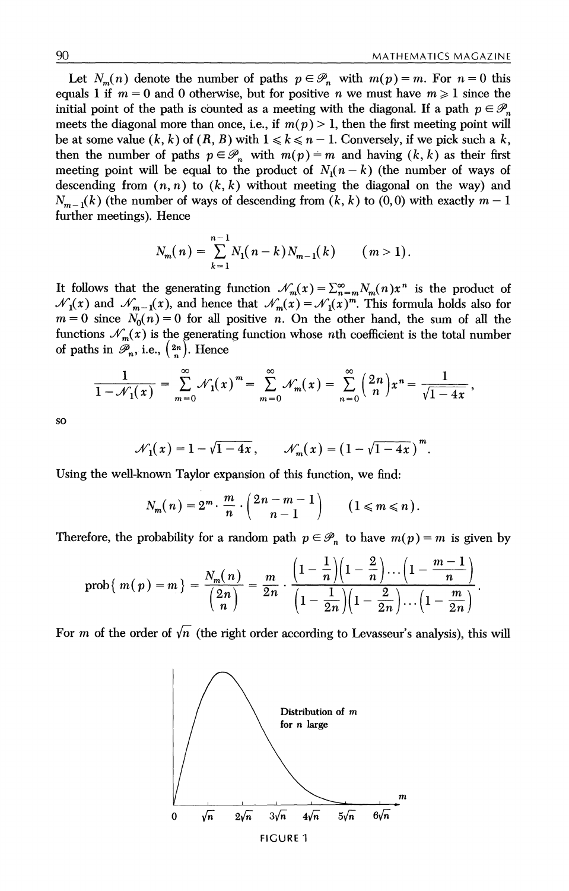Let $N_m(n)$ denote the number of paths $p \in \mathscr{P}_n$ with $m(p) = m$. For $n = 0$ this equals 1 if $m = 0$ and 0 otherwise, but for positive $n$ we must have $m \geqslant 1$ since the initial point of the path is counted as a meeting with the diagonal. If a path $p \in \mathscr{P}_n$ meets the diagonal more than once, i.e., if $m(p) > 1$, then the first meeting point will be at some value $(k, k)$ of $(R, B)$ with $1 \leqslant k \leqslant n - 1$. Conversely, if we pick such a $k$, then the number of paths $p \in \mathscr{P}_n$ with $m(p) = m$ and having $(k, k)$ as their first meeting point will be equal to the product of $N_1(n-k)$ (the number of ways of descending from $(n, n)$ to $(k, k)$ without meeting the diagonal on the way) and $N_{m-1}(k)$ (the number of ways of descending from $(k, k)$ to $(0, 0)$ with exactly $m - 1$ further meetings). Hence

$$N_m(n) = \sum_{k=1}^{n-1} N_1(n-k) N_{m-1}(k) \qquad (m > 1).$$

It follows that the generating function $\mathscr{N}_m(x) = \sum_{n=m}^{\infty} N_m(n) x^n$ is the product of $\mathscr{N}_1(x)$ and $\mathscr{N}_{m-1}(x)$, and hence that $\mathscr{N}_m(x) = \mathscr{N}_1(x)^m$. This formula holds also for $m = 0$ since $N_0(n) = 0$ for all positive $n$. On the other hand, the sum of all the functions $\mathscr{N}_m(x)$ is the generating function whose $n$th coefficient is the total number of paths in $\mathscr{P}_n$, i.e., $\binom{2n}{n}$. Hence

$$\frac{1}{1 - \mathscr{N}_1(x)} = \sum_{m=0}^{\infty} \mathscr{N}_1(x)^m = \sum_{m=0}^{\infty} \mathscr{N}_m(x) = \sum_{n=0}^{\infty} \binom{2n}{n} x^n = \frac{1}{\sqrt{1-4x}},$$

so

$$\mathscr{N}_1(x) = 1 - \sqrt{1-4x}, \qquad \mathscr{N}_m(x) = \left(1 - \sqrt{1-4x}\right)^m.$$

Using the well-known Taylor expansion of this function, we find:

$$N_m(n) = 2^m \cdot \frac{m}{n} \cdot \binom{2n-m-1}{n-1} \qquad (1 \leqslant m \leqslant n).$$

Therefore, the probability for a random path $p \in \mathscr{P}_n$ to have $m(p) = m$ is given by

$$\operatorname{prob}\{\, m(p) = m \,\} = \frac{N_m(n)}{\binom{2n}{n}} = \frac{m}{2n} \cdot \frac{\left(1 - \frac{1}{n}\right)\left(1 - \frac{2}{n}\right) \cdots \left(1 - \frac{m-1}{n}\right)}{\left(1 - \frac{1}{2n}\right)\left(1 - \frac{2}{2n}\right) \cdots \left(1 - \frac{m}{2n}\right)}.$$

For $m$ of the order of $\sqrt{n}$ (the right order according to Levasseur's analysis), this will

FIGURE 1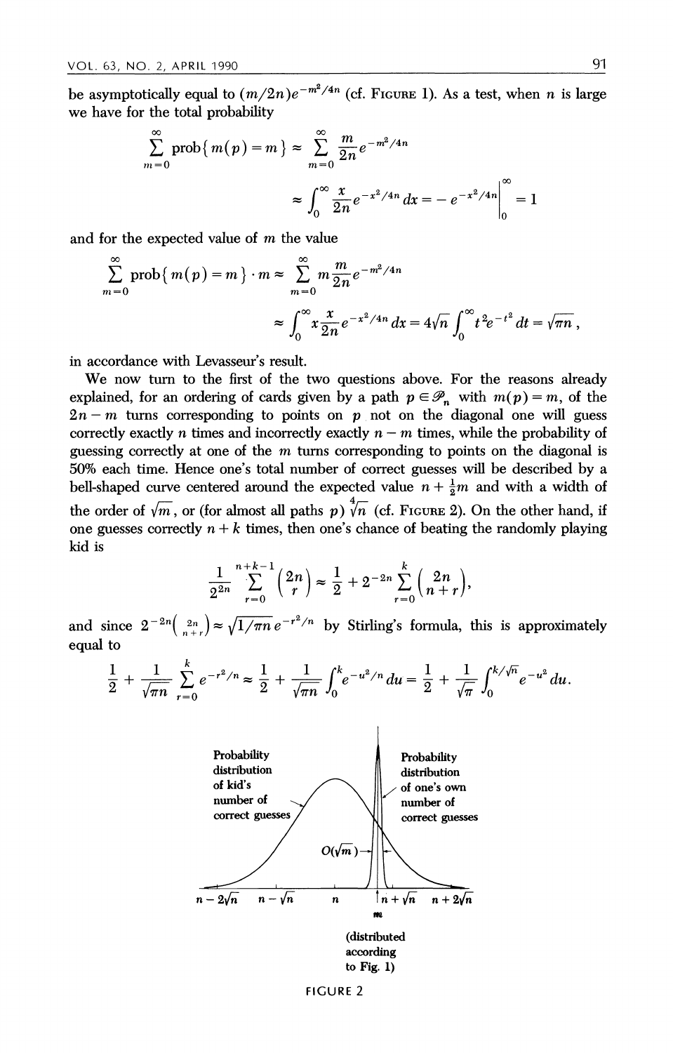be asymptotically equal to $(m/2n)e^{-m^2/4n}$ (cf. FIGURE 1). As a test, when $n$ is large we have for the total probability

$$\sum_{m=0}^{\infty} \text{prob}\{m(p)=m\} \approx \sum_{m=0}^{\infty} \frac{m}{2n} e^{-m^2/4n}$$

$$\approx \int_0^{\infty} \frac{x}{2n} e^{-x^2/4n}\, dx = -e^{-x^2/4n}\Big|_0^{\infty} = 1$$

and for the expected value of $m$ the value

$$\sum_{m=0}^{\infty} \text{prob}\{m(p)=m\} \cdot m \approx \sum_{m=0}^{\infty} m \frac{m}{2n} e^{-m^2/4n}$$

$$\approx \int_0^{\infty} x \frac{x}{2n} e^{-x^2/4n}\, dx = 4\sqrt{n} \int_0^{\infty} t^2 e^{-t^2}\, dt = \sqrt{\pi n}\,,$$

in accordance with Levasseur's result.

We now turn to the first of the two questions above. For the reasons already explained, for an ordering of cards given by a path $p \in \mathscr{P}_n$ with $m(p)=m$, of the $2n-m$ turns corresponding to points on $p$ not on the diagonal one will guess correctly exactly $n$ times and incorrectly exactly $n-m$ times, while the probability of guessing correctly at one of the $m$ turns corresponding to points on the diagonal is 50% each time. Hence one's total number of correct guesses will be described by a bell-shaped curve centered around the expected value $n + \frac{1}{2}m$ and with a width of the order of $\sqrt{m}$, or (for almost all paths $p$) $\sqrt[4]{n}$ (cf. FIGURE 2). On the other hand, if one guesses correctly $n+k$ times, then one's chance of beating the randomly playing kid is

$$\frac{1}{2^{2n}} \sum_{r=0}^{n+k-1} \binom{2n}{r} \approx \frac{1}{2} + 2^{-2n} \sum_{r=0}^{k} \binom{2n}{n+r},$$

and since $2^{-2n}\binom{2n}{n+r} \approx \sqrt{1/\pi n}\, e^{-r^2/n}$ by Stirling's formula, this is approximately equal to

$$\frac{1}{2} + \frac{1}{\sqrt{\pi n}} \sum_{r=0}^{k} e^{-r^2/n} \approx \frac{1}{2} + \frac{1}{\sqrt{\pi n}} \int_0^k e^{-u^2/n}\, du = \frac{1}{2} + \frac{1}{\sqrt{\pi}} \int_0^{k/\sqrt{n}} e^{-u^2}\, du.$$

Probability distribution of kid's number of correct guesses

Probability distribution of one's own number of correct guesses

$O(\sqrt{m})$

$n-2\sqrt{n}$ $\quad n-\sqrt{n}$ $\quad n$ $\quad n+\sqrt{n}$ $\quad n+2\sqrt{n}$

$m$ (distributed according to Fig. 1)

FIGURE 2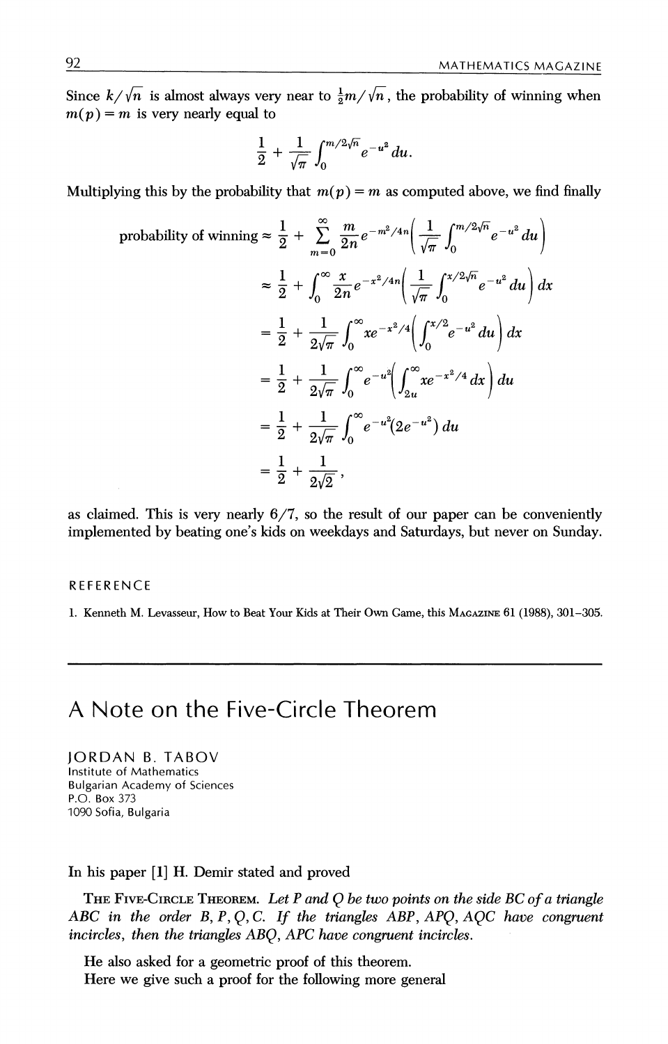Since $k/\sqrt{n}$ is almost always very near to $\frac{1}{2}m/\sqrt{n}$, the probability of winning when $m(p) = m$ is very nearly equal to

$$\frac{1}{2} + \frac{1}{\sqrt{\pi}} \int_0^{m/2\sqrt{n}} e^{-u^2}\, du.$$

Multiplying this by the probability that $m(p) = m$ as computed above, we find finally

$$\begin{aligned}
\text{probability of winning} &\approx \frac{1}{2} + \sum_{m=0}^{\infty} \frac{m}{2n} e^{-m^2/4n} \left( \frac{1}{\sqrt{\pi}} \int_0^{m/2\sqrt{n}} e^{-u^2}\, du \right) \\
&\approx \frac{1}{2} + \int_0^{\infty} \frac{x}{2n} e^{-x^2/4n} \left( \frac{1}{\sqrt{\pi}} \int_0^{x/2\sqrt{n}} e^{-u^2}\, du \right) dx \\
&= \frac{1}{2} + \frac{1}{2\sqrt{\pi}} \int_0^{\infty} x e^{-x^2/4} \left( \int_0^{x/2} e^{-u^2}\, du \right) dx \\
&= \frac{1}{2} + \frac{1}{2\sqrt{\pi}} \int_0^{\infty} e^{-u^2} \left( \int_{2u}^{\infty} x e^{-x^2/4}\, dx \right) du \\
&= \frac{1}{2} + \frac{1}{2\sqrt{\pi}} \int_0^{\infty} e^{-u^2} \left( 2e^{-u^2} \right) du \\
&= \frac{1}{2} + \frac{1}{2\sqrt{2}},
\end{aligned}$$

as claimed. This is very nearly $6/7$, so the result of our paper can be conveniently implemented by beating one's kids on weekdays and Saturdays, but never on Sunday.

## REFERENCE

1. Kenneth M. Levasseur, How to Beat Your Kids at Their Own Game, this MAGAZINE 61 (1988), 301–305.

---

# A Note on the Five-Circle Theorem

JORDAN B. TABOV
Institute of Mathematics
Bulgarian Academy of Sciences
P.O. Box 373
1090 Sofia, Bulgaria

In his paper [1] H. Demir stated and proved

THE FIVE-CIRCLE THEOREM. *Let $P$ and $Q$ be two points on the side $BC$ of a triangle $ABC$ in the order $B, P, Q, C$. If the triangles $ABP$, $APQ$, $AQC$ have congruent incircles, then the triangles $ABQ$, $APC$ have congruent incircles.*

He also asked for a geometric proof of this theorem.

Here we give such a proof for the following more general